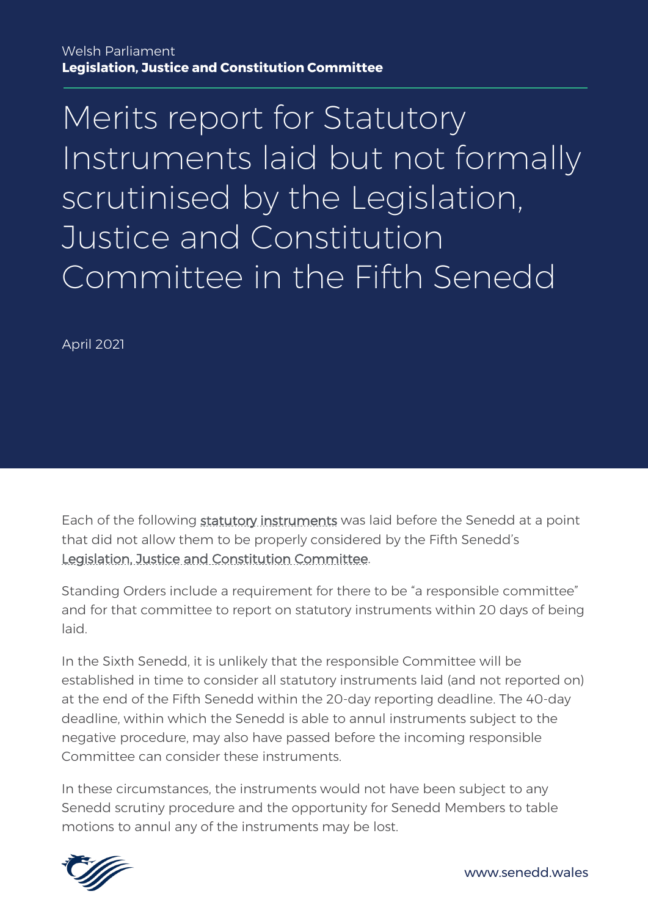Welsh Parliament
**Legislation, Justice and Constitution Committee**

# Merits report for Statutory Instruments laid but not formally scrutinised by the Legislation, Justice and Constitution Committee in the Fifth Senedd

April 2021

Each of the following statutory instruments was laid before the Senedd at a point that did not allow them to be properly considered by the Fifth Senedd's Legislation, Justice and Constitution Committee.

Standing Orders include a requirement for there to be "a responsible committee" and for that committee to report on statutory instruments within 20 days of being laid.

In the Sixth Senedd, it is unlikely that the responsible Committee will be established in time to consider all statutory instruments laid (and not reported on) at the end of the Fifth Senedd within the 20-day reporting deadline. The 40-day deadline, within which the Senedd is able to annul instruments subject to the negative procedure, may also have passed before the incoming responsible Committee can consider these instruments.

In these circumstances, the instruments would not have been subject to any Senedd scrutiny procedure and the opportunity for Senedd Members to table motions to annul any of the instruments may be lost.

www.senedd.wales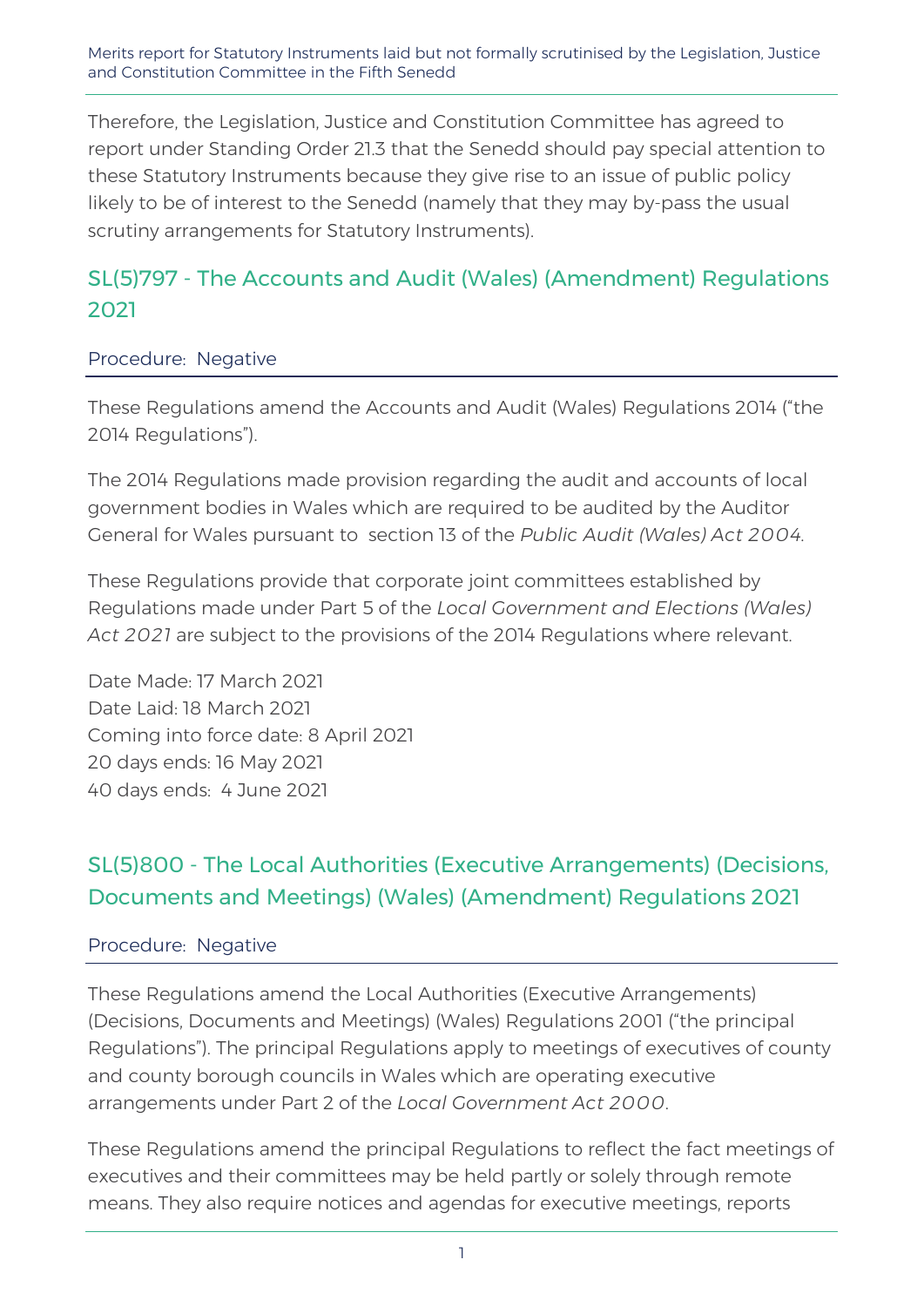Therefore, the Legislation, Justice and Constitution Committee has agreed to report under Standing Order 21.3 that the Senedd should pay special attention to these Statutory Instruments because they give rise to an issue of public policy likely to be of interest to the Senedd (namely that they may by-pass the usual scrutiny arrangements for Statutory Instruments).

## SL(5)797 - The Accounts and Audit (Wales) (Amendment) Regulations 2021

Procedure: Negative

These Regulations amend the Accounts and Audit (Wales) Regulations 2014 ("the 2014 Regulations").

The 2014 Regulations made provision regarding the audit and accounts of local government bodies in Wales which are required to be audited by the Auditor General for Wales pursuant to section 13 of the *Public Audit (Wales) Act 2004*.

These Regulations provide that corporate joint committees established by Regulations made under Part 5 of the *Local Government and Elections (Wales) Act 2021* are subject to the provisions of the 2014 Regulations where relevant.

Date Made: 17 March 2021
Date Laid: 18 March 2021
Coming into force date: 8 April 2021
20 days ends: 16 May 2021
40 days ends: 4 June 2021

## SL(5)800 - The Local Authorities (Executive Arrangements) (Decisions, Documents and Meetings) (Wales) (Amendment) Regulations 2021

Procedure: Negative

These Regulations amend the Local Authorities (Executive Arrangements) (Decisions, Documents and Meetings) (Wales) Regulations 2001 ("the principal Regulations"). The principal Regulations apply to meetings of executives of county and county borough councils in Wales which are operating executive arrangements under Part 2 of the *Local Government Act 2000*.

These Regulations amend the principal Regulations to reflect the fact meetings of executives and their committees may be held partly or solely through remote means. They also require notices and agendas for executive meetings, reports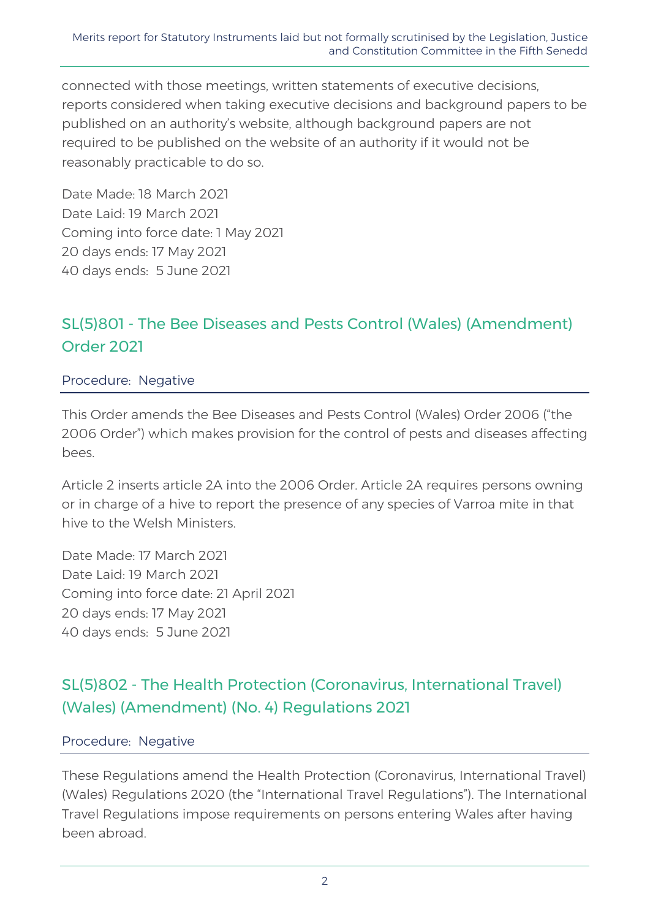connected with those meetings, written statements of executive decisions, reports considered when taking executive decisions and background papers to be published on an authority's website, although background papers are not required to be published on the website of an authority if it would not be reasonably practicable to do so.

Date Made: 18 March 2021
Date Laid: 19 March 2021
Coming into force date: 1 May 2021
20 days ends: 17 May 2021
40 days ends: 5 June 2021

## SL(5)801 - The Bee Diseases and Pests Control (Wales) (Amendment) Order 2021

### Procedure: Negative

This Order amends the Bee Diseases and Pests Control (Wales) Order 2006 ("the 2006 Order") which makes provision for the control of pests and diseases affecting bees.

Article 2 inserts article 2A into the 2006 Order. Article 2A requires persons owning or in charge of a hive to report the presence of any species of Varroa mite in that hive to the Welsh Ministers.

Date Made: 17 March 2021
Date Laid: 19 March 2021
Coming into force date: 21 April 2021
20 days ends: 17 May 2021
40 days ends: 5 June 2021

## SL(5)802 - The Health Protection (Coronavirus, International Travel) (Wales) (Amendment) (No. 4) Regulations 2021

### Procedure: Negative

These Regulations amend the Health Protection (Coronavirus, International Travel) (Wales) Regulations 2020 (the "International Travel Regulations"). The International Travel Regulations impose requirements on persons entering Wales after having been abroad.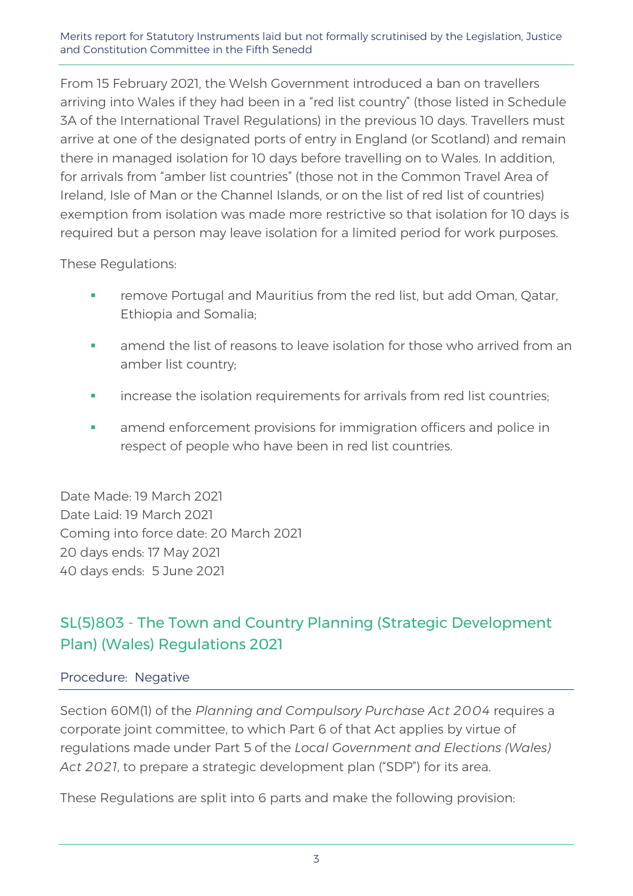From 15 February 2021, the Welsh Government introduced a ban on travellers arriving into Wales if they had been in a "red list country" (those listed in Schedule 3A of the International Travel Regulations) in the previous 10 days. Travellers must arrive at one of the designated ports of entry in England (or Scotland) and remain there in managed isolation for 10 days before travelling on to Wales. In addition, for arrivals from "amber list countries" (those not in the Common Travel Area of Ireland, Isle of Man or the Channel Islands, or on the list of red list of countries) exemption from isolation was made more restrictive so that isolation for 10 days is required but a person may leave isolation for a limited period for work purposes.

These Regulations:

- remove Portugal and Mauritius from the red list, but add Oman, Qatar, Ethiopia and Somalia;
- amend the list of reasons to leave isolation for those who arrived from an amber list country;
- increase the isolation requirements for arrivals from red list countries;
- amend enforcement provisions for immigration officers and police in respect of people who have been in red list countries.

Date Made: 19 March 2021
Date Laid: 19 March 2021
Coming into force date: 20 March 2021
20 days ends: 17 May 2021
40 days ends: 5 June 2021

## SL(5)803 - The Town and Country Planning (Strategic Development Plan) (Wales) Regulations 2021

Procedure: Negative

Section 60M(1) of the *Planning and Compulsory Purchase Act 2004* requires a corporate joint committee, to which Part 6 of that Act applies by virtue of regulations made under Part 5 of the *Local Government and Elections (Wales) Act 2021*, to prepare a strategic development plan ("SDP") for its area.

These Regulations are split into 6 parts and make the following provision: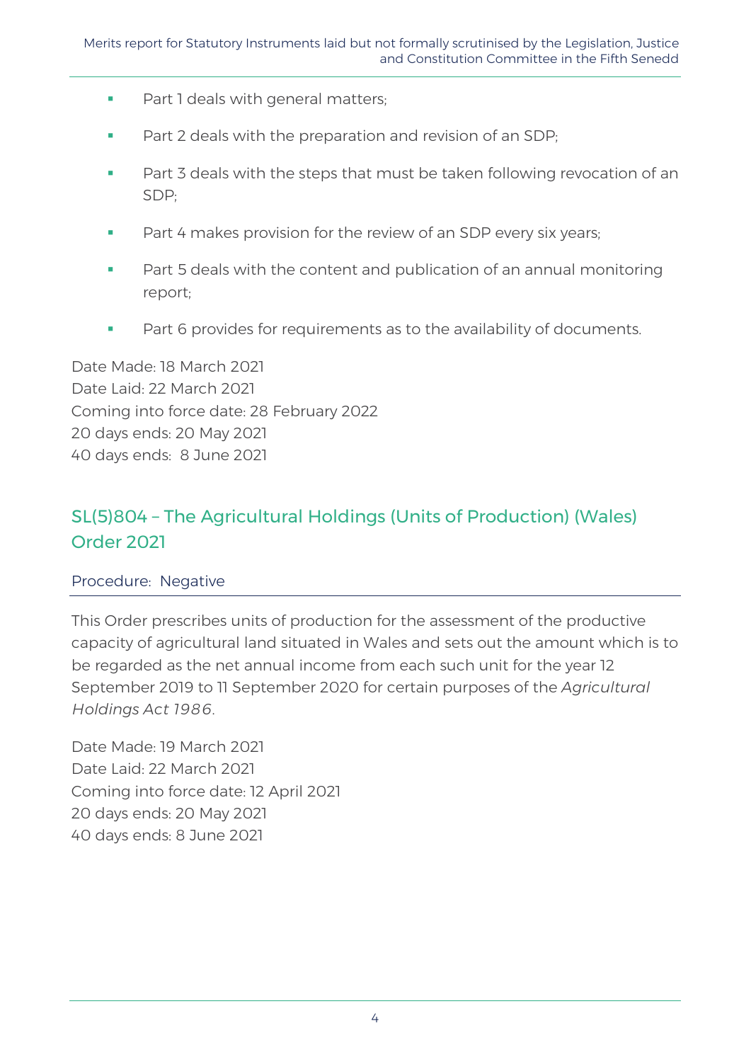- Part 1 deals with general matters;
- Part 2 deals with the preparation and revision of an SDP;
- Part 3 deals with the steps that must be taken following revocation of an SDP;
- Part 4 makes provision for the review of an SDP every six years;
- Part 5 deals with the content and publication of an annual monitoring report;
- Part 6 provides for requirements as to the availability of documents.

Date Made: 18 March 2021
Date Laid: 22 March 2021
Coming into force date: 28 February 2022
20 days ends: 20 May 2021
40 days ends: 8 June 2021

## SL(5)804 – The Agricultural Holdings (Units of Production) (Wales) Order 2021

Procedure: Negative

This Order prescribes units of production for the assessment of the productive capacity of agricultural land situated in Wales and sets out the amount which is to be regarded as the net annual income from each such unit for the year 12 September 2019 to 11 September 2020 for certain purposes of the *Agricultural Holdings Act 1986*.

Date Made: 19 March 2021
Date Laid: 22 March 2021
Coming into force date: 12 April 2021
20 days ends: 20 May 2021
40 days ends: 8 June 2021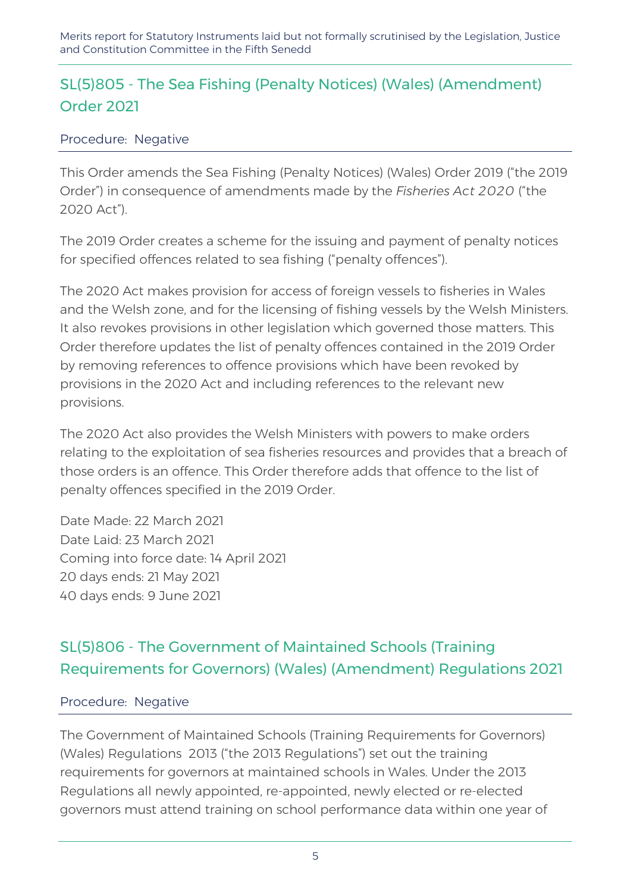## SL(5)805 - The Sea Fishing (Penalty Notices) (Wales) (Amendment) Order 2021

Procedure: Negative

This Order amends the Sea Fishing (Penalty Notices) (Wales) Order 2019 ("the 2019 Order") in consequence of amendments made by the *Fisheries Act 2020* ("the 2020 Act").

The 2019 Order creates a scheme for the issuing and payment of penalty notices for specified offences related to sea fishing ("penalty offences").

The 2020 Act makes provision for access of foreign vessels to fisheries in Wales and the Welsh zone, and for the licensing of fishing vessels by the Welsh Ministers. It also revokes provisions in other legislation which governed those matters. This Order therefore updates the list of penalty offences contained in the 2019 Order by removing references to offence provisions which have been revoked by provisions in the 2020 Act and including references to the relevant new provisions.

The 2020 Act also provides the Welsh Ministers with powers to make orders relating to the exploitation of sea fisheries resources and provides that a breach of those orders is an offence. This Order therefore adds that offence to the list of penalty offences specified in the 2019 Order.

Date Made: 22 March 2021
Date Laid: 23 March 2021
Coming into force date: 14 April 2021
20 days ends: 21 May 2021
40 days ends: 9 June 2021

## SL(5)806 - The Government of Maintained Schools (Training Requirements for Governors) (Wales) (Amendment) Regulations 2021

Procedure: Negative

The Government of Maintained Schools (Training Requirements for Governors) (Wales) Regulations 2013 ("the 2013 Regulations") set out the training requirements for governors at maintained schools in Wales. Under the 2013 Regulations all newly appointed, re-appointed, newly elected or re-elected governors must attend training on school performance data within one year of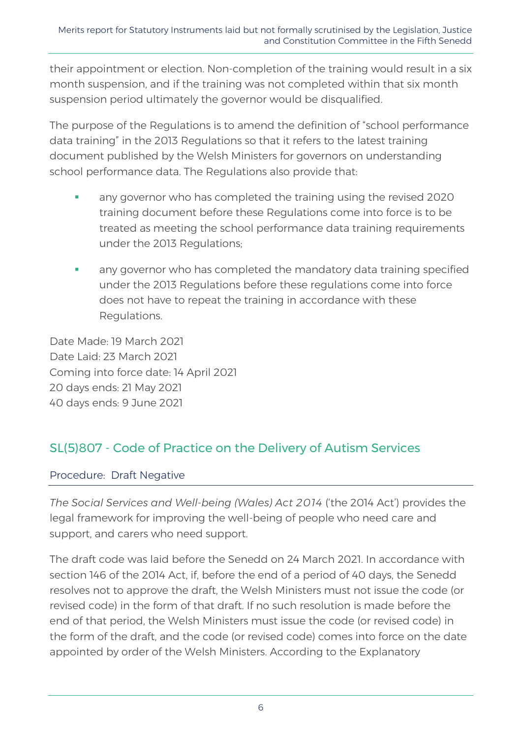their appointment or election. Non-completion of the training would result in a six month suspension, and if the training was not completed within that six month suspension period ultimately the governor would be disqualified.

The purpose of the Regulations is to amend the definition of "school performance data training" in the 2013 Regulations so that it refers to the latest training document published by the Welsh Ministers for governors on understanding school performance data. The Regulations also provide that:

- any governor who has completed the training using the revised 2020 training document before these Regulations come into force is to be treated as meeting the school performance data training requirements under the 2013 Regulations;
- any governor who has completed the mandatory data training specified under the 2013 Regulations before these regulations come into force does not have to repeat the training in accordance with these Regulations.

Date Made: 19 March 2021
Date Laid: 23 March 2021
Coming into force date: 14 April 2021
20 days ends: 21 May 2021
40 days ends: 9 June 2021

## SL(5)807 - Code of Practice on the Delivery of Autism Services

### Procedure: Draft Negative

*The Social Services and Well-being (Wales) Act 2014* ('the 2014 Act') provides the legal framework for improving the well-being of people who need care and support, and carers who need support.

The draft code was laid before the Senedd on 24 March 2021. In accordance with section 146 of the 2014 Act, if, before the end of a period of 40 days, the Senedd resolves not to approve the draft, the Welsh Ministers must not issue the code (or revised code) in the form of that draft. If no such resolution is made before the end of that period, the Welsh Ministers must issue the code (or revised code) in the form of the draft, and the code (or revised code) comes into force on the date appointed by order of the Welsh Ministers. According to the Explanatory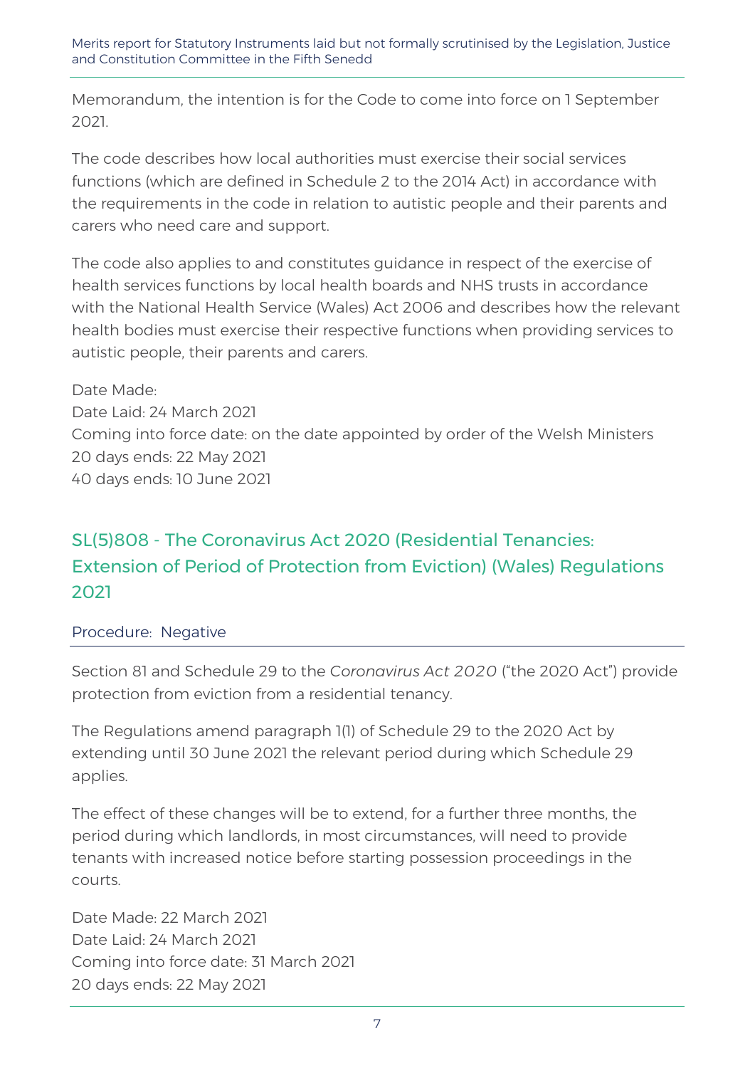Memorandum, the intention is for the Code to come into force on 1 September 2021.

The code describes how local authorities must exercise their social services functions (which are defined in Schedule 2 to the 2014 Act) in accordance with the requirements in the code in relation to autistic people and their parents and carers who need care and support.

The code also applies to and constitutes guidance in respect of the exercise of health services functions by local health boards and NHS trusts in accordance with the National Health Service (Wales) Act 2006 and describes how the relevant health bodies must exercise their respective functions when providing services to autistic people, their parents and carers.

Date Made:
Date Laid: 24 March 2021
Coming into force date: on the date appointed by order of the Welsh Ministers
20 days ends: 22 May 2021
40 days ends: 10 June 2021

## SL(5)808 - The Coronavirus Act 2020 (Residential Tenancies: Extension of Period of Protection from Eviction) (Wales) Regulations 2021

Procedure: Negative

Section 81 and Schedule 29 to the *Coronavirus Act 2020* ("the 2020 Act") provide protection from eviction from a residential tenancy.

The Regulations amend paragraph 1(1) of Schedule 29 to the 2020 Act by extending until 30 June 2021 the relevant period during which Schedule 29 applies.

The effect of these changes will be to extend, for a further three months, the period during which landlords, in most circumstances, will need to provide tenants with increased notice before starting possession proceedings in the courts.

Date Made: 22 March 2021
Date Laid: 24 March 2021
Coming into force date: 31 March 2021
20 days ends: 22 May 2021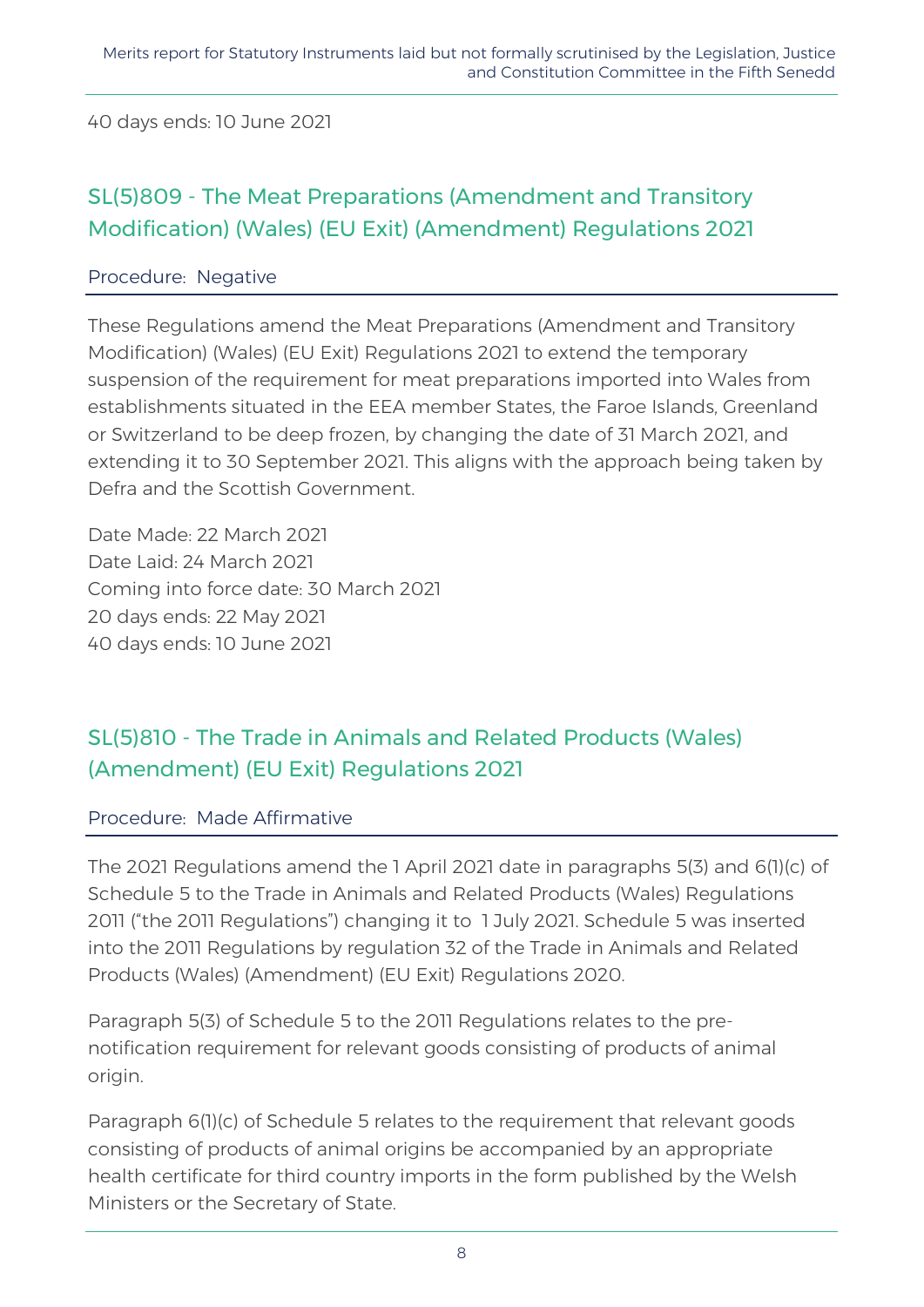40 days ends: 10 June 2021

## SL(5)809 - The Meat Preparations (Amendment and Transitory Modification) (Wales) (EU Exit) (Amendment) Regulations 2021

Procedure: Negative

These Regulations amend the Meat Preparations (Amendment and Transitory Modification) (Wales) (EU Exit) Regulations 2021 to extend the temporary suspension of the requirement for meat preparations imported into Wales from establishments situated in the EEA member States, the Faroe Islands, Greenland or Switzerland to be deep frozen, by changing the date of 31 March 2021, and extending it to 30 September 2021. This aligns with the approach being taken by Defra and the Scottish Government.

Date Made: 22 March 2021
Date Laid: 24 March 2021
Coming into force date: 30 March 2021
20 days ends: 22 May 2021
40 days ends: 10 June 2021

## SL(5)810 - The Trade in Animals and Related Products (Wales) (Amendment) (EU Exit) Regulations 2021

Procedure: Made Affirmative

The 2021 Regulations amend the 1 April 2021 date in paragraphs 5(3) and 6(1)(c) of Schedule 5 to the Trade in Animals and Related Products (Wales) Regulations 2011 ("the 2011 Regulations") changing it to 1 July 2021. Schedule 5 was inserted into the 2011 Regulations by regulation 32 of the Trade in Animals and Related Products (Wales) (Amendment) (EU Exit) Regulations 2020.

Paragraph 5(3) of Schedule 5 to the 2011 Regulations relates to the pre-notification requirement for relevant goods consisting of products of animal origin.

Paragraph 6(1)(c) of Schedule 5 relates to the requirement that relevant goods consisting of products of animal origins be accompanied by an appropriate health certificate for third country imports in the form published by the Welsh Ministers or the Secretary of State.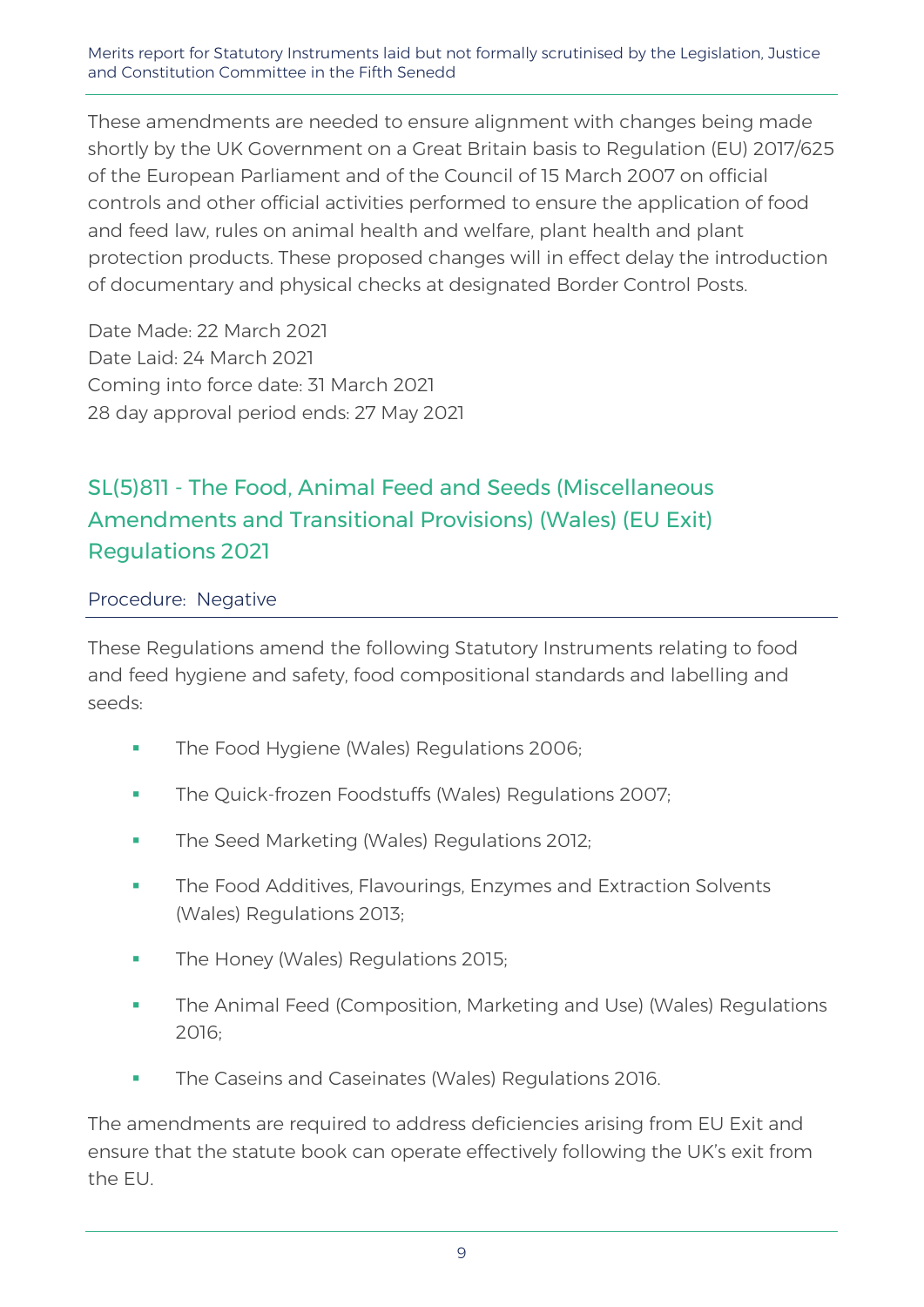These amendments are needed to ensure alignment with changes being made shortly by the UK Government on a Great Britain basis to Regulation (EU) 2017/625 of the European Parliament and of the Council of 15 March 2007 on official controls and other official activities performed to ensure the application of food and feed law, rules on animal health and welfare, plant health and plant protection products. These proposed changes will in effect delay the introduction of documentary and physical checks at designated Border Control Posts.

Date Made: 22 March 2021
Date Laid: 24 March 2021
Coming into force date: 31 March 2021
28 day approval period ends: 27 May 2021

## SL(5)811 - The Food, Animal Feed and Seeds (Miscellaneous Amendments and Transitional Provisions) (Wales) (EU Exit) Regulations 2021

Procedure: Negative

These Regulations amend the following Statutory Instruments relating to food and feed hygiene and safety, food compositional standards and labelling and seeds:

- The Food Hygiene (Wales) Regulations 2006;
- The Quick-frozen Foodstuffs (Wales) Regulations 2007;
- The Seed Marketing (Wales) Regulations 2012;
- The Food Additives, Flavourings, Enzymes and Extraction Solvents (Wales) Regulations 2013;
- The Honey (Wales) Regulations 2015;
- The Animal Feed (Composition, Marketing and Use) (Wales) Regulations 2016;
- The Caseins and Caseinates (Wales) Regulations 2016.

The amendments are required to address deficiencies arising from EU Exit and ensure that the statute book can operate effectively following the UK's exit from the EU.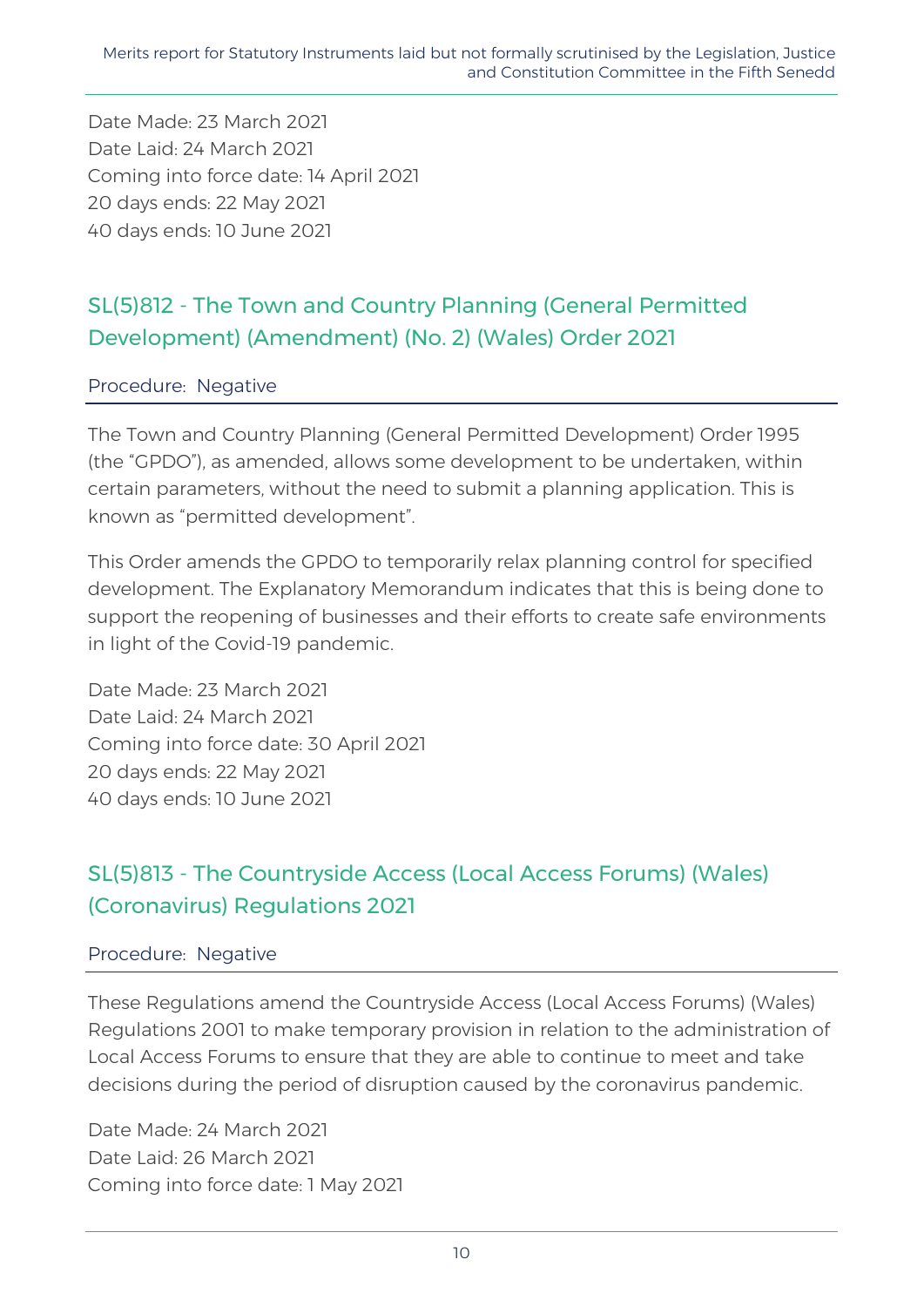Date Made: 23 March 2021
Date Laid: 24 March 2021
Coming into force date: 14 April 2021
20 days ends: 22 May 2021
40 days ends: 10 June 2021

## SL(5)812 - The Town and Country Planning (General Permitted Development) (Amendment) (No. 2) (Wales) Order 2021

Procedure: Negative

The Town and Country Planning (General Permitted Development) Order 1995 (the "GPDO"), as amended, allows some development to be undertaken, within certain parameters, without the need to submit a planning application. This is known as "permitted development".

This Order amends the GPDO to temporarily relax planning control for specified development. The Explanatory Memorandum indicates that this is being done to support the reopening of businesses and their efforts to create safe environments in light of the Covid-19 pandemic.

Date Made: 23 March 2021
Date Laid: 24 March 2021
Coming into force date: 30 April 2021
20 days ends: 22 May 2021
40 days ends: 10 June 2021

## SL(5)813 - The Countryside Access (Local Access Forums) (Wales) (Coronavirus) Regulations 2021

Procedure: Negative

These Regulations amend the Countryside Access (Local Access Forums) (Wales) Regulations 2001 to make temporary provision in relation to the administration of Local Access Forums to ensure that they are able to continue to meet and take decisions during the period of disruption caused by the coronavirus pandemic.

Date Made: 24 March 2021
Date Laid: 26 March 2021
Coming into force date: 1 May 2021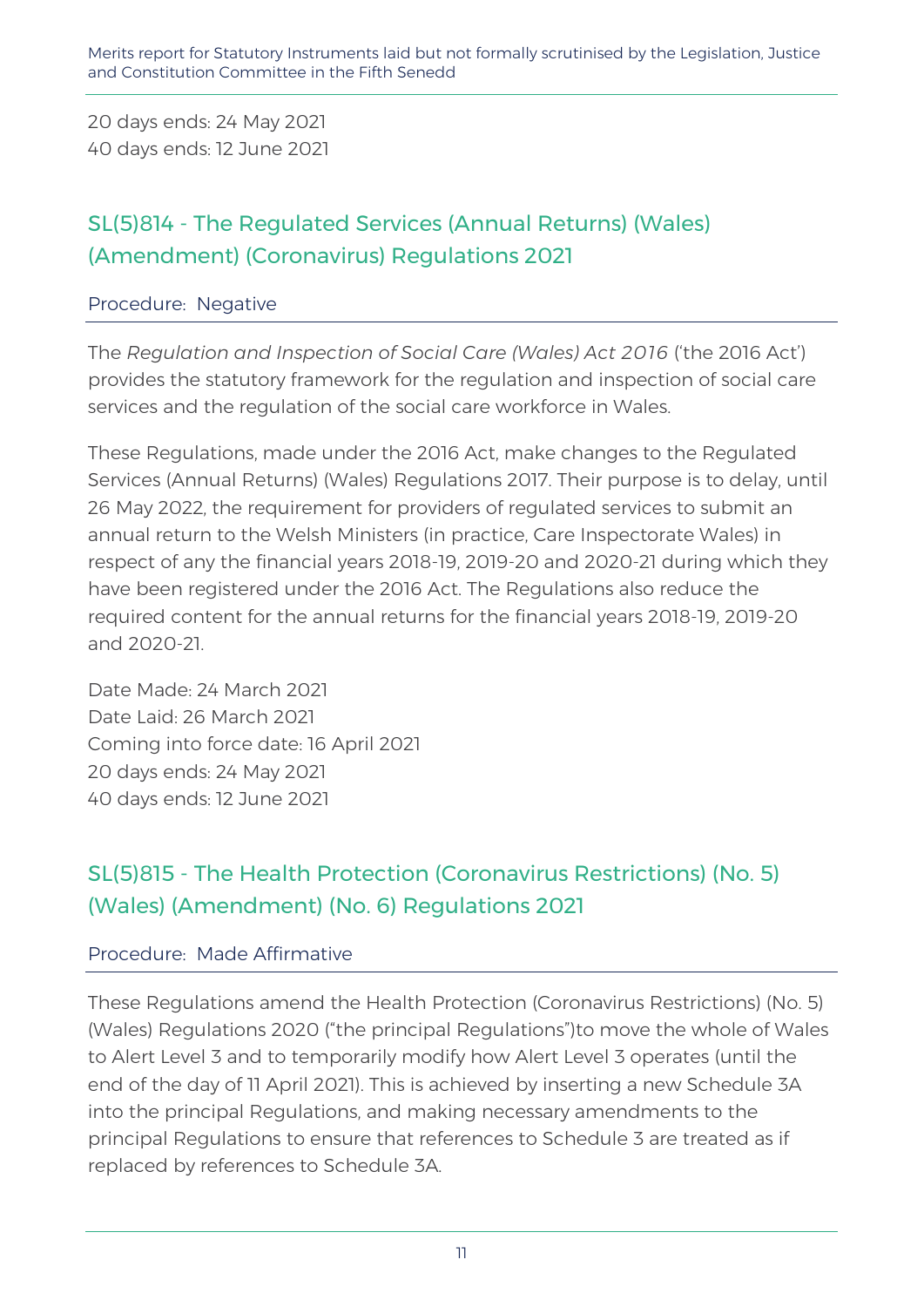20 days ends: 24 May 2021
40 days ends: 12 June 2021

## SL(5)814 - The Regulated Services (Annual Returns) (Wales) (Amendment) (Coronavirus) Regulations 2021

Procedure: Negative

The *Regulation and Inspection of Social Care (Wales) Act 2016* ('the 2016 Act') provides the statutory framework for the regulation and inspection of social care services and the regulation of the social care workforce in Wales.

These Regulations, made under the 2016 Act, make changes to the Regulated Services (Annual Returns) (Wales) Regulations 2017. Their purpose is to delay, until 26 May 2022, the requirement for providers of regulated services to submit an annual return to the Welsh Ministers (in practice, Care Inspectorate Wales) in respect of any the financial years 2018-19, 2019-20 and 2020-21 during which they have been registered under the 2016 Act. The Regulations also reduce the required content for the annual returns for the financial years 2018-19, 2019-20 and 2020-21.

Date Made: 24 March 2021
Date Laid: 26 March 2021
Coming into force date: 16 April 2021
20 days ends: 24 May 2021
40 days ends: 12 June 2021

## SL(5)815 - The Health Protection (Coronavirus Restrictions) (No. 5) (Wales) (Amendment) (No. 6) Regulations 2021

Procedure: Made Affirmative

These Regulations amend the Health Protection (Coronavirus Restrictions) (No. 5) (Wales) Regulations 2020 ("the principal Regulations")to move the whole of Wales to Alert Level 3 and to temporarily modify how Alert Level 3 operates (until the end of the day of 11 April 2021). This is achieved by inserting a new Schedule 3A into the principal Regulations, and making necessary amendments to the principal Regulations to ensure that references to Schedule 3 are treated as if replaced by references to Schedule 3A.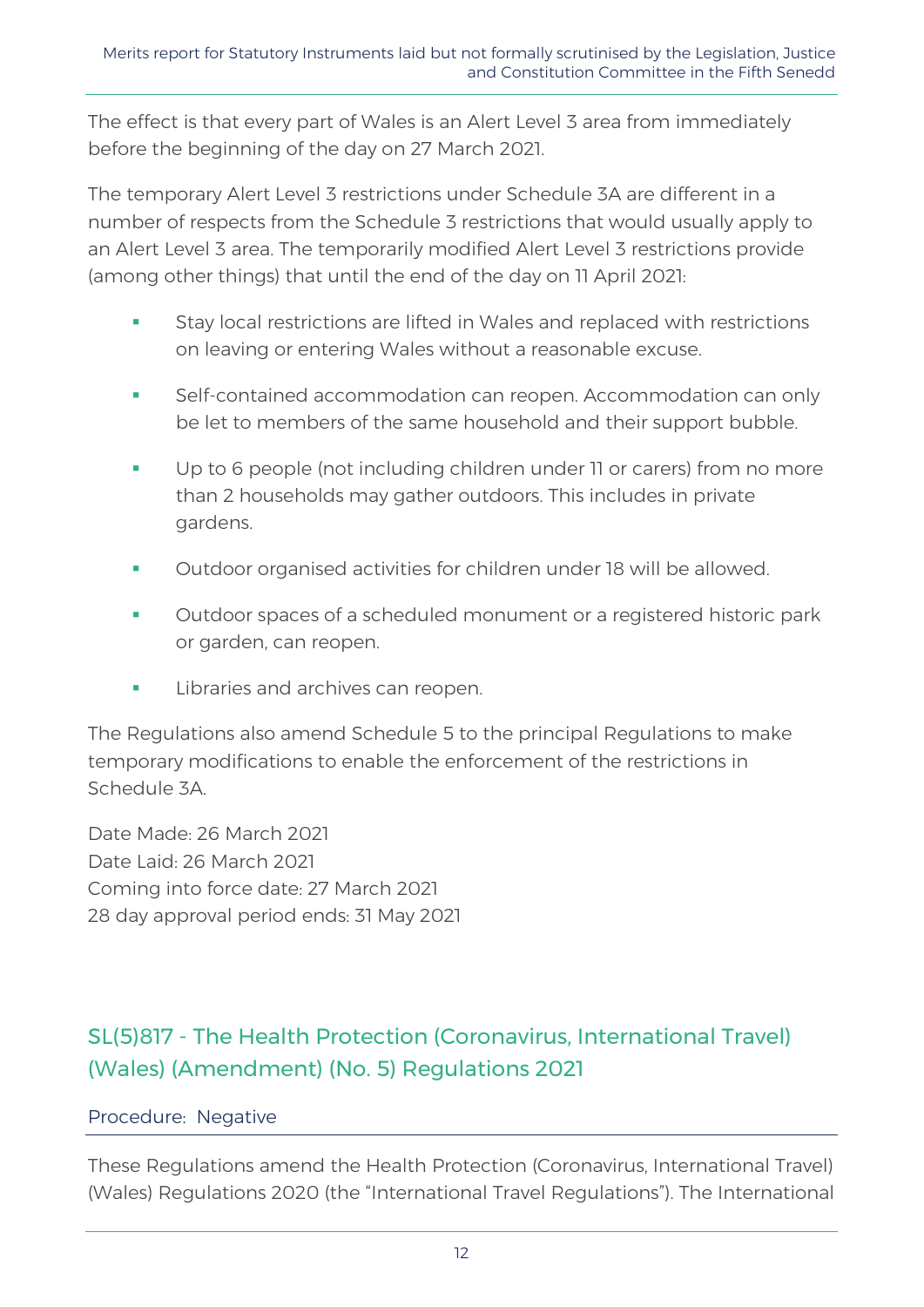The effect is that every part of Wales is an Alert Level 3 area from immediately before the beginning of the day on 27 March 2021.

The temporary Alert Level 3 restrictions under Schedule 3A are different in a number of respects from the Schedule 3 restrictions that would usually apply to an Alert Level 3 area. The temporarily modified Alert Level 3 restrictions provide (among other things) that until the end of the day on 11 April 2021:

- Stay local restrictions are lifted in Wales and replaced with restrictions on leaving or entering Wales without a reasonable excuse.
- Self-contained accommodation can reopen. Accommodation can only be let to members of the same household and their support bubble.
- Up to 6 people (not including children under 11 or carers) from no more than 2 households may gather outdoors. This includes in private gardens.
- Outdoor organised activities for children under 18 will be allowed.
- Outdoor spaces of a scheduled monument or a registered historic park or garden, can reopen.
- Libraries and archives can reopen.

The Regulations also amend Schedule 5 to the principal Regulations to make temporary modifications to enable the enforcement of the restrictions in Schedule 3A.

Date Made: 26 March 2021
Date Laid: 26 March 2021
Coming into force date: 27 March 2021
28 day approval period ends: 31 May 2021

## SL(5)817 - The Health Protection (Coronavirus, International Travel) (Wales) (Amendment) (No. 5) Regulations 2021

Procedure: Negative

These Regulations amend the Health Protection (Coronavirus, International Travel) (Wales) Regulations 2020 (the "International Travel Regulations"). The International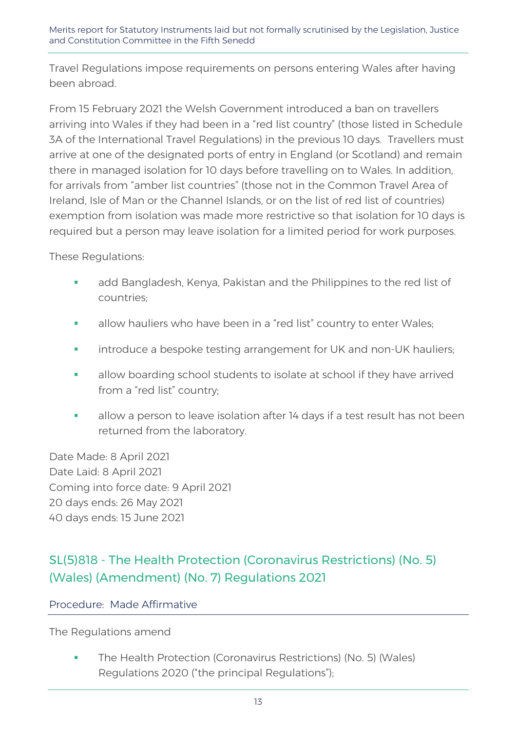Travel Regulations impose requirements on persons entering Wales after having been abroad.

From 15 February 2021 the Welsh Government introduced a ban on travellers arriving into Wales if they had been in a "red list country" (those listed in Schedule 3A of the International Travel Regulations) in the previous 10 days. Travellers must arrive at one of the designated ports of entry in England (or Scotland) and remain there in managed isolation for 10 days before travelling on to Wales. In addition, for arrivals from "amber list countries" (those not in the Common Travel Area of Ireland, Isle of Man or the Channel Islands, or on the list of red list of countries) exemption from isolation was made more restrictive so that isolation for 10 days is required but a person may leave isolation for a limited period for work purposes.

These Regulations:

- add Bangladesh, Kenya, Pakistan and the Philippines to the red list of countries;
- allow hauliers who have been in a "red list" country to enter Wales;
- introduce a bespoke testing arrangement for UK and non-UK hauliers;
- allow boarding school students to isolate at school if they have arrived from a "red list" country;
- allow a person to leave isolation after 14 days if a test result has not been returned from the laboratory.

Date Made: 8 April 2021
Date Laid: 8 April 2021
Coming into force date: 9 April 2021
20 days ends: 26 May 2021
40 days ends: 15 June 2021

## SL(5)818 - The Health Protection (Coronavirus Restrictions) (No. 5) (Wales) (Amendment) (No. 7) Regulations 2021

Procedure: Made Affirmative

The Regulations amend

- The Health Protection (Coronavirus Restrictions) (No. 5) (Wales) Regulations 2020 ("the principal Regulations");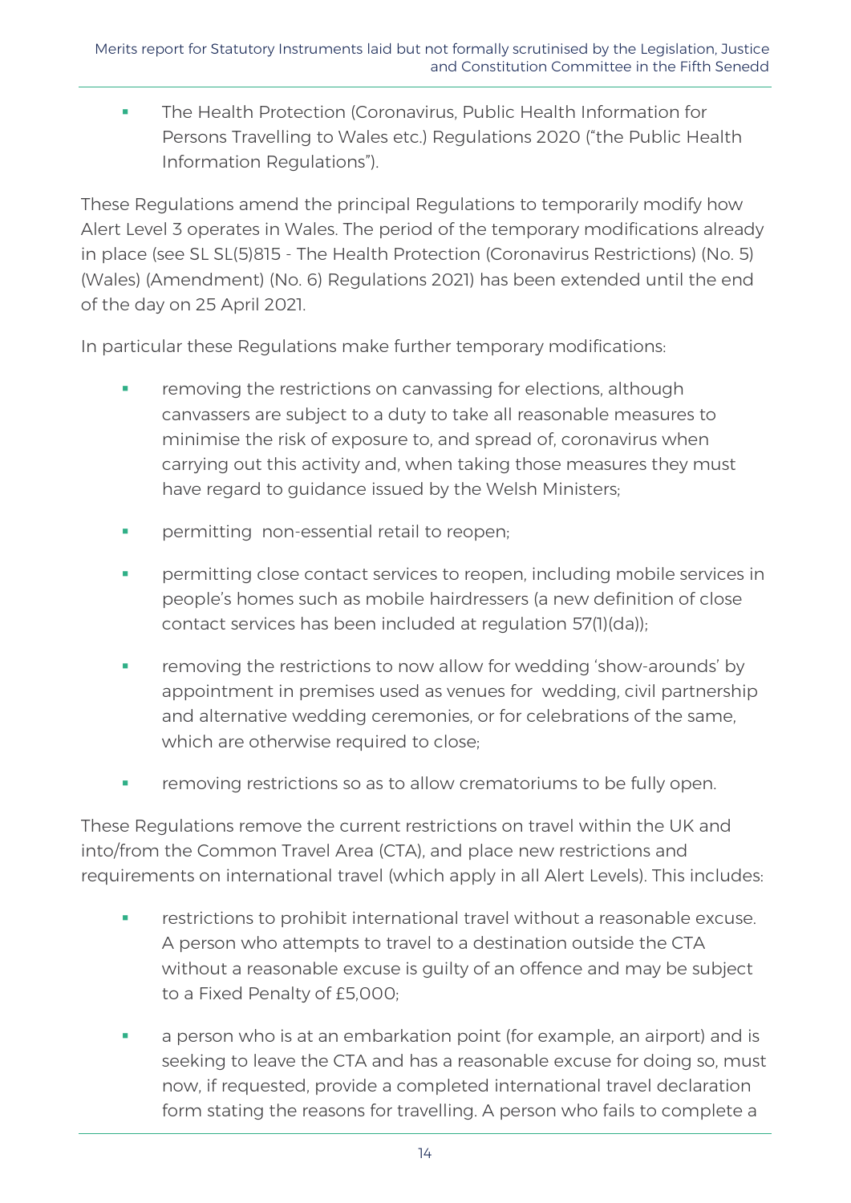- The Health Protection (Coronavirus, Public Health Information for Persons Travelling to Wales etc.) Regulations 2020 ("the Public Health Information Regulations").

These Regulations amend the principal Regulations to temporarily modify how Alert Level 3 operates in Wales. The period of the temporary modifications already in place (see SL SL(5)815 - The Health Protection (Coronavirus Restrictions) (No. 5) (Wales) (Amendment) (No. 6) Regulations 2021) has been extended until the end of the day on 25 April 2021.

In particular these Regulations make further temporary modifications:

- removing the restrictions on canvassing for elections, although canvassers are subject to a duty to take all reasonable measures to minimise the risk of exposure to, and spread of, coronavirus when carrying out this activity and, when taking those measures they must have regard to guidance issued by the Welsh Ministers;
- permitting non-essential retail to reopen;
- permitting close contact services to reopen, including mobile services in people's homes such as mobile hairdressers (a new definition of close contact services has been included at regulation 57(1)(da));
- removing the restrictions to now allow for wedding 'show-arounds' by appointment in premises used as venues for wedding, civil partnership and alternative wedding ceremonies, or for celebrations of the same, which are otherwise required to close;
- removing restrictions so as to allow crematoriums to be fully open.

These Regulations remove the current restrictions on travel within the UK and into/from the Common Travel Area (CTA), and place new restrictions and requirements on international travel (which apply in all Alert Levels). This includes:

- restrictions to prohibit international travel without a reasonable excuse. A person who attempts to travel to a destination outside the CTA without a reasonable excuse is guilty of an offence and may be subject to a Fixed Penalty of £5,000;
- a person who is at an embarkation point (for example, an airport) and is seeking to leave the CTA and has a reasonable excuse for doing so, must now, if requested, provide a completed international travel declaration form stating the reasons for travelling. A person who fails to complete a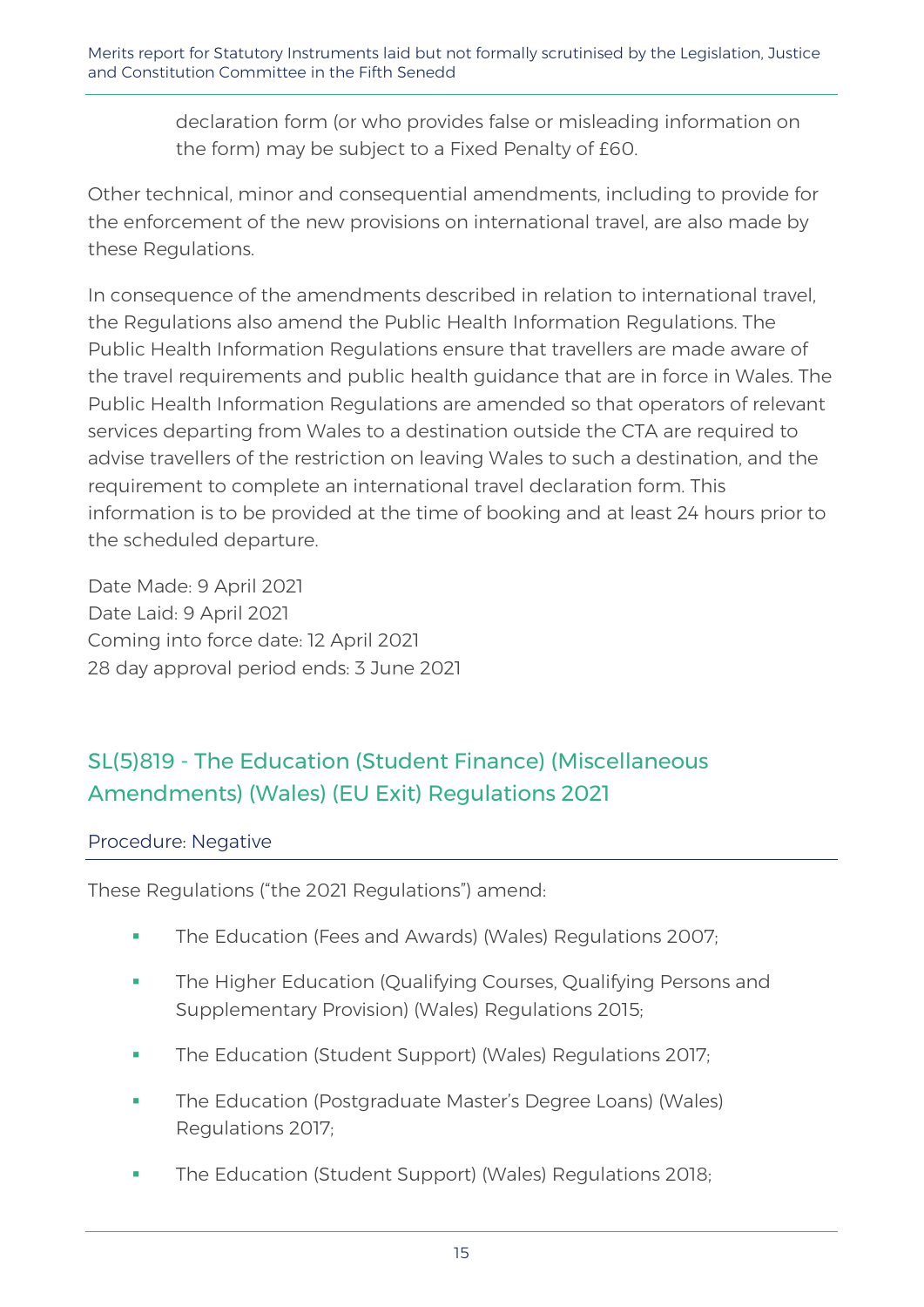declaration form (or who provides false or misleading information on the form) may be subject to a Fixed Penalty of £60.

Other technical, minor and consequential amendments, including to provide for the enforcement of the new provisions on international travel, are also made by these Regulations.

In consequence of the amendments described in relation to international travel, the Regulations also amend the Public Health Information Regulations. The Public Health Information Regulations ensure that travellers are made aware of the travel requirements and public health guidance that are in force in Wales. The Public Health Information Regulations are amended so that operators of relevant services departing from Wales to a destination outside the CTA are required to advise travellers of the restriction on leaving Wales to such a destination, and the requirement to complete an international travel declaration form. This information is to be provided at the time of booking and at least 24 hours prior to the scheduled departure.

Date Made: 9 April 2021
Date Laid: 9 April 2021
Coming into force date: 12 April 2021
28 day approval period ends: 3 June 2021

## SL(5)819 - The Education (Student Finance) (Miscellaneous Amendments) (Wales) (EU Exit) Regulations 2021

### Procedure: Negative

These Regulations ("the 2021 Regulations") amend:

- The Education (Fees and Awards) (Wales) Regulations 2007;
- The Higher Education (Qualifying Courses, Qualifying Persons and Supplementary Provision) (Wales) Regulations 2015;
- The Education (Student Support) (Wales) Regulations 2017;
- The Education (Postgraduate Master's Degree Loans) (Wales) Regulations 2017;
- The Education (Student Support) (Wales) Regulations 2018;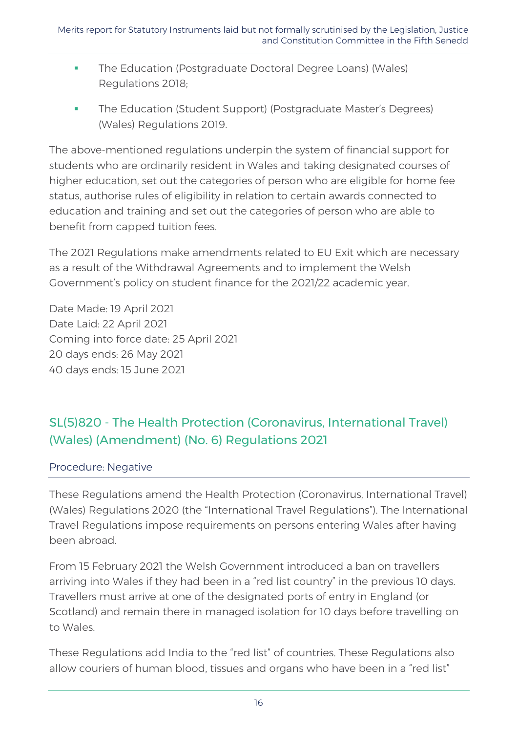- The Education (Postgraduate Doctoral Degree Loans) (Wales) Regulations 2018;
- The Education (Student Support) (Postgraduate Master's Degrees) (Wales) Regulations 2019.

The above-mentioned regulations underpin the system of financial support for students who are ordinarily resident in Wales and taking designated courses of higher education, set out the categories of person who are eligible for home fee status, authorise rules of eligibility in relation to certain awards connected to education and training and set out the categories of person who are able to benefit from capped tuition fees.

The 2021 Regulations make amendments related to EU Exit which are necessary as a result of the Withdrawal Agreements and to implement the Welsh Government's policy on student finance for the 2021/22 academic year.

Date Made: 19 April 2021
Date Laid: 22 April 2021
Coming into force date: 25 April 2021
20 days ends: 26 May 2021
40 days ends: 15 June 2021

## SL(5)820 - The Health Protection (Coronavirus, International Travel) (Wales) (Amendment) (No. 6) Regulations 2021

### Procedure: Negative

These Regulations amend the Health Protection (Coronavirus, International Travel) (Wales) Regulations 2020 (the "International Travel Regulations"). The International Travel Regulations impose requirements on persons entering Wales after having been abroad.

From 15 February 2021 the Welsh Government introduced a ban on travellers arriving into Wales if they had been in a "red list country" in the previous 10 days. Travellers must arrive at one of the designated ports of entry in England (or Scotland) and remain there in managed isolation for 10 days before travelling on to Wales.

These Regulations add India to the "red list" of countries. These Regulations also allow couriers of human blood, tissues and organs who have been in a "red list"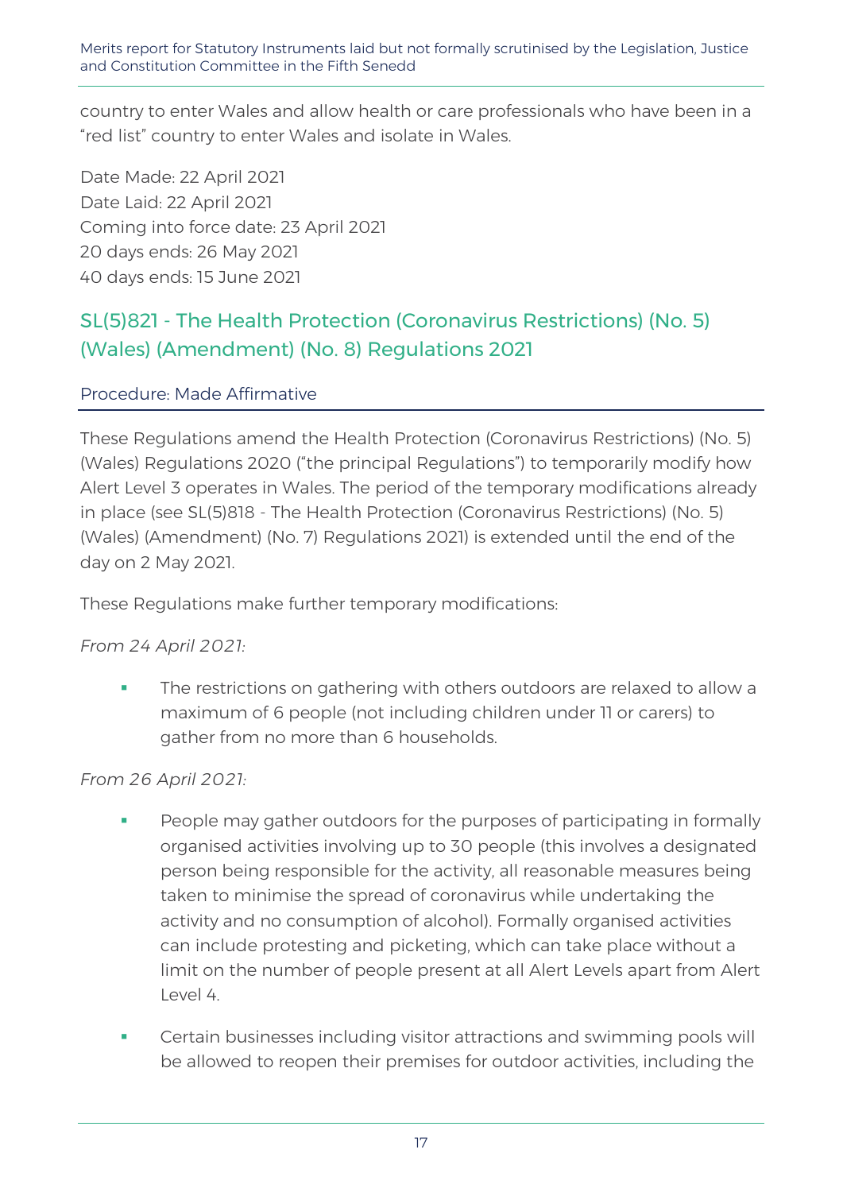country to enter Wales and allow health or care professionals who have been in a "red list" country to enter Wales and isolate in Wales.

Date Made: 22 April 2021
Date Laid: 22 April 2021
Coming into force date: 23 April 2021
20 days ends: 26 May 2021
40 days ends: 15 June 2021

## SL(5)821 - The Health Protection (Coronavirus Restrictions) (No. 5) (Wales) (Amendment) (No. 8) Regulations 2021

### Procedure: Made Affirmative

These Regulations amend the Health Protection (Coronavirus Restrictions) (No. 5) (Wales) Regulations 2020 ("the principal Regulations") to temporarily modify how Alert Level 3 operates in Wales. The period of the temporary modifications already in place (see SL(5)818 - The Health Protection (Coronavirus Restrictions) (No. 5) (Wales) (Amendment) (No. 7) Regulations 2021) is extended until the end of the day on 2 May 2021.

These Regulations make further temporary modifications:

*From 24 April 2021:*

- The restrictions on gathering with others outdoors are relaxed to allow a maximum of 6 people (not including children under 11 or carers) to gather from no more than 6 households.

*From 26 April 2021:*

- People may gather outdoors for the purposes of participating in formally organised activities involving up to 30 people (this involves a designated person being responsible for the activity, all reasonable measures being taken to minimise the spread of coronavirus while undertaking the activity and no consumption of alcohol). Formally organised activities can include protesting and picketing, which can take place without a limit on the number of people present at all Alert Levels apart from Alert Level 4.
- Certain businesses including visitor attractions and swimming pools will be allowed to reopen their premises for outdoor activities, including the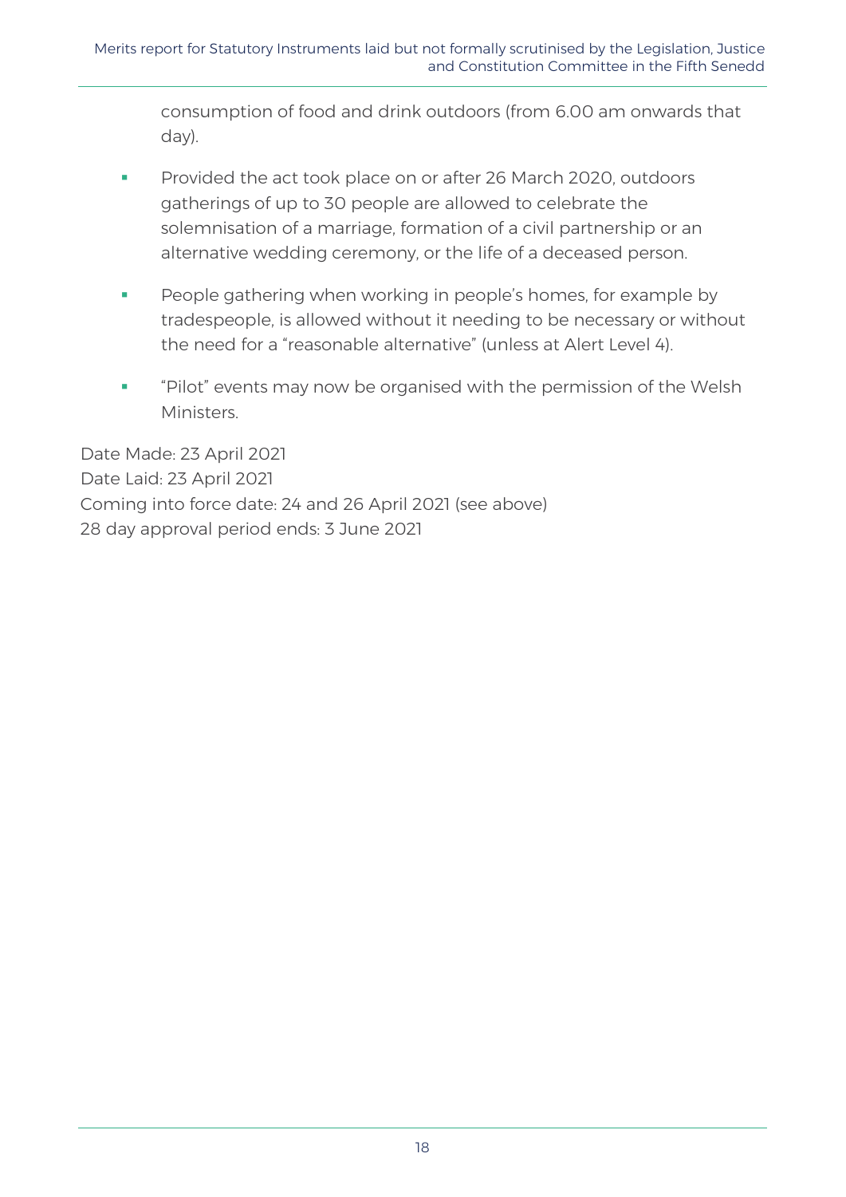consumption of food and drink outdoors (from 6.00 am onwards that day).

- Provided the act took place on or after 26 March 2020, outdoors gatherings of up to 30 people are allowed to celebrate the solemnisation of a marriage, formation of a civil partnership or an alternative wedding ceremony, or the life of a deceased person.
- People gathering when working in people's homes, for example by tradespeople, is allowed without it needing to be necessary or without the need for a "reasonable alternative" (unless at Alert Level 4).
- "Pilot" events may now be organised with the permission of the Welsh Ministers.

Date Made: 23 April 2021
Date Laid: 23 April 2021
Coming into force date: 24 and 26 April 2021 (see above)
28 day approval period ends: 3 June 2021